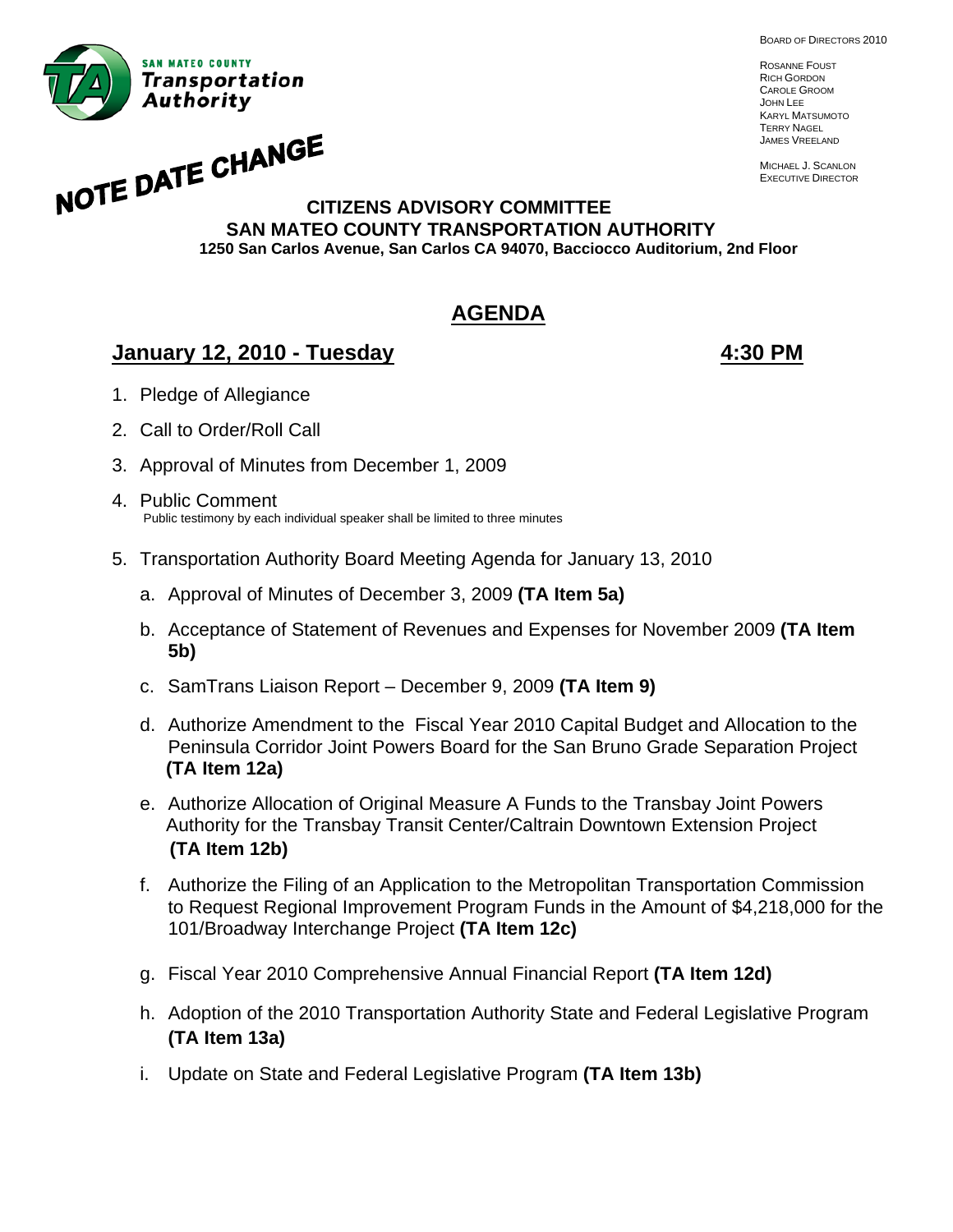**SAN MATEO COUNTY Transportation Authority**

BOARD OF DIRECTORS 2010

ROSANNE FOUST
RICH GORDON
CAROLE GROOM
JOHN LEE
KARYL MATSUMOTO
TERRY NAGEL
JAMES VREELAND

MICHAEL J. SCANLON
EXECUTIVE DIRECTOR

**NOTE DATE CHANGE**

**CITIZENS ADVISORY COMMITTEE**
**SAN MATEO COUNTY TRANSPORTATION AUTHORITY**
**1250 San Carlos Avenue, San Carlos CA 94070, Bacciocco Auditorium, 2nd Floor**

# AGENDA

## January 12, 2010 - Tuesday — 4:30 PM

1. Pledge of Allegiance
2. Call to Order/Roll Call
3. Approval of Minutes from December 1, 2009
4. Public Comment
   Public testimony by each individual speaker shall be limited to three minutes
5. Transportation Authority Board Meeting Agenda for January 13, 2010
   a. Approval of Minutes of December 3, 2009 **(TA Item 5a)**
   b. Acceptance of Statement of Revenues and Expenses for November 2009 **(TA Item 5b)**
   c. SamTrans Liaison Report – December 9, 2009 **(TA Item 9)**
   d. Authorize Amendment to the Fiscal Year 2010 Capital Budget and Allocation to the Peninsula Corridor Joint Powers Board for the San Bruno Grade Separation Project **(TA Item 12a)**
   e. Authorize Allocation of Original Measure A Funds to the Transbay Joint Powers Authority for the Transbay Transit Center/Caltrain Downtown Extension Project **(TA Item 12b)**
   f. Authorize the Filing of an Application to the Metropolitan Transportation Commission to Request Regional Improvement Program Funds in the Amount of $4,218,000 for the 101/Broadway Interchange Project **(TA Item 12c)**
   g. Fiscal Year 2010 Comprehensive Annual Financial Report **(TA Item 12d)**
   h. Adoption of the 2010 Transportation Authority State and Federal Legislative Program **(TA Item 13a)**
   i. Update on State and Federal Legislative Program **(TA Item 13b)**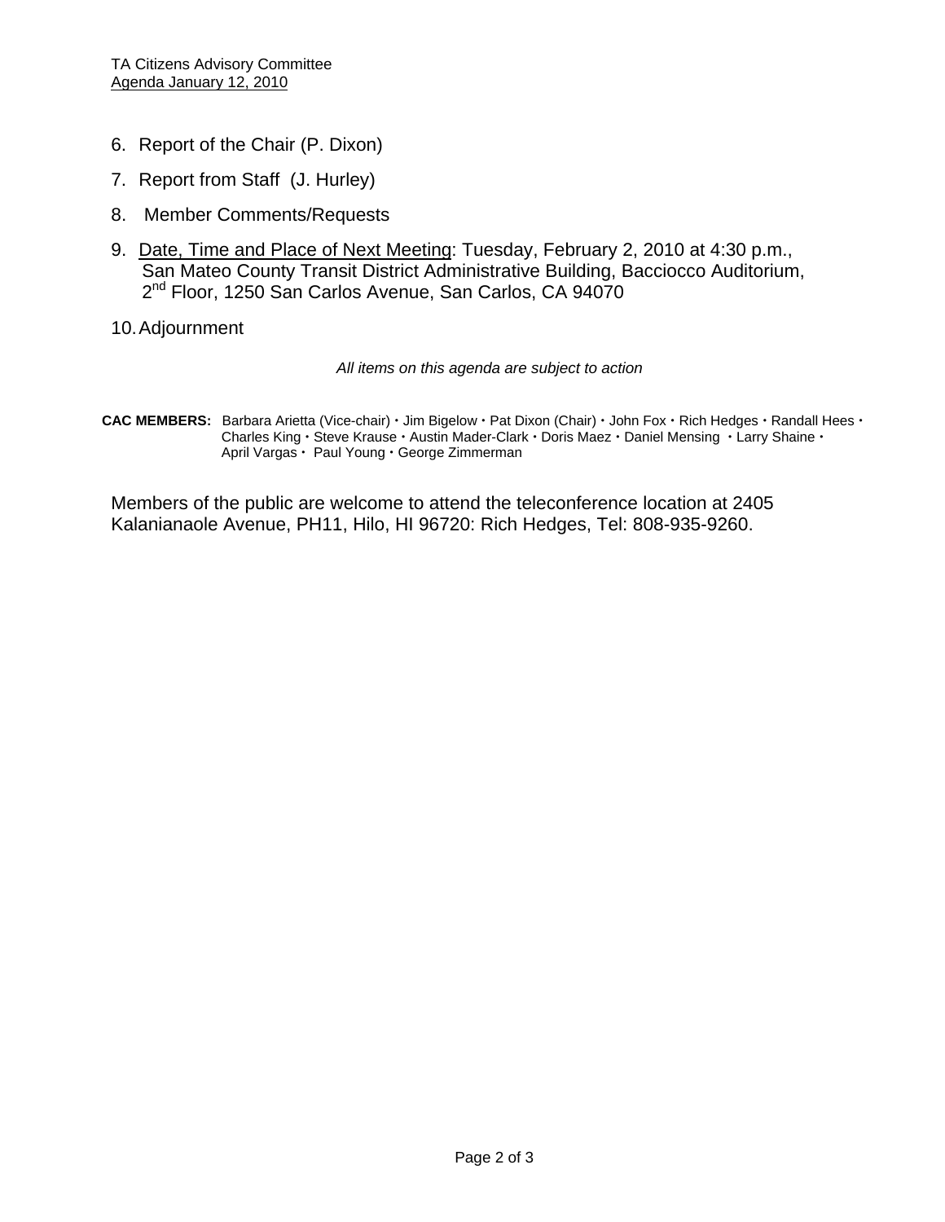6. Report of the Chair (P. Dixon)
7. Report from Staff (J. Hurley)
8. Member Comments/Requests
9. Date, Time and Place of Next Meeting: Tuesday, February 2, 2010 at 4:30 p.m., San Mateo County Transit District Administrative Building, Bacciocco Auditorium, 2nd Floor, 1250 San Carlos Avenue, San Carlos, CA 94070
10. Adjournment

*All items on this agenda are subject to action*

**CAC MEMBERS:** Barbara Arietta (Vice-chair) • Jim Bigelow • Pat Dixon (Chair) • John Fox • Rich Hedges • Randall Hees • Charles King • Steve Krause • Austin Mader-Clark • Doris Maez • Daniel Mensing • Larry Shaine • April Vargas • Paul Young • George Zimmerman

Members of the public are welcome to attend the teleconference location at 2405 Kalanianaole Avenue, PH11, Hilo, HI 96720: Rich Hedges, Tel: 808-935-9260.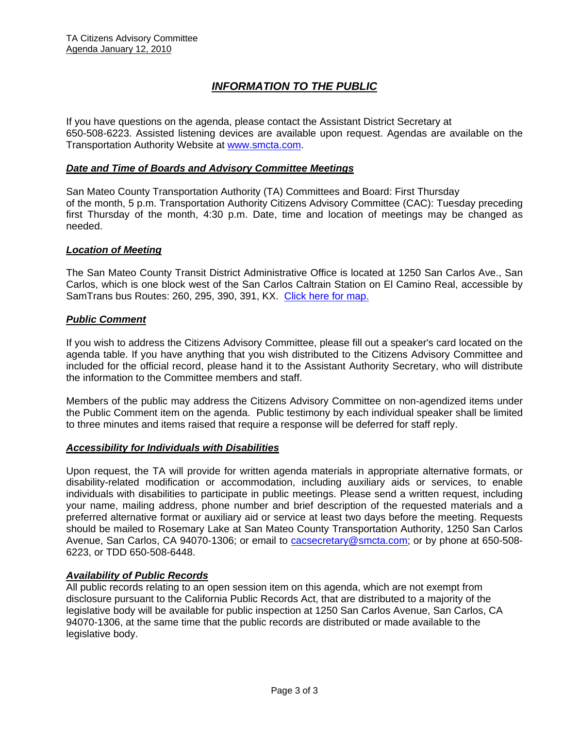# *INFORMATION TO THE PUBLIC*

If you have questions on the agenda, please contact the Assistant District Secretary at 650-508-6223. Assisted listening devices are available upon request. Agendas are available on the Transportation Authority Website at [www.smcta.com](http://www.smcta.com).

### *Date and Time of Boards and Advisory Committee Meetings*

San Mateo County Transportation Authority (TA) Committees and Board: First Thursday of the month, 5 p.m. Transportation Authority Citizens Advisory Committee (CAC): Tuesday preceding first Thursday of the month, 4:30 p.m. Date, time and location of meetings may be changed as needed.

### *Location of Meeting*

The San Mateo County Transit District Administrative Office is located at 1250 San Carlos Ave., San Carlos, which is one block west of the San Carlos Caltrain Station on El Camino Real, accessible by SamTrans bus Routes: 260, 295, 390, 391, KX. Click here for map.

### *Public Comment*

If you wish to address the Citizens Advisory Committee, please fill out a speaker's card located on the agenda table. If you have anything that you wish distributed to the Citizens Advisory Committee and included for the official record, please hand it to the Assistant Authority Secretary, who will distribute the information to the Committee members and staff.

Members of the public may address the Citizens Advisory Committee on non-agendized items under the Public Comment item on the agenda. Public testimony by each individual speaker shall be limited to three minutes and items raised that require a response will be deferred for staff reply.

### *Accessibility for Individuals with Disabilities*

Upon request, the TA will provide for written agenda materials in appropriate alternative formats, or disability-related modification or accommodation, including auxiliary aids or services, to enable individuals with disabilities to participate in public meetings. Please send a written request, including your name, mailing address, phone number and brief description of the requested materials and a preferred alternative format or auxiliary aid or service at least two days before the meeting. Requests should be mailed to Rosemary Lake at San Mateo County Transportation Authority, 1250 San Carlos Avenue, San Carlos, CA 94070-1306; or email to [cacsecretary@smcta.com](mailto:cacsecretary@smcta.com); or by phone at 650-508-6223, or TDD 650-508-6448.

### *Availability of Public Records*

All public records relating to an open session item on this agenda, which are not exempt from disclosure pursuant to the California Public Records Act, that are distributed to a majority of the legislative body will be available for public inspection at 1250 San Carlos Avenue, San Carlos, CA 94070-1306, at the same time that the public records are distributed or made available to the legislative body.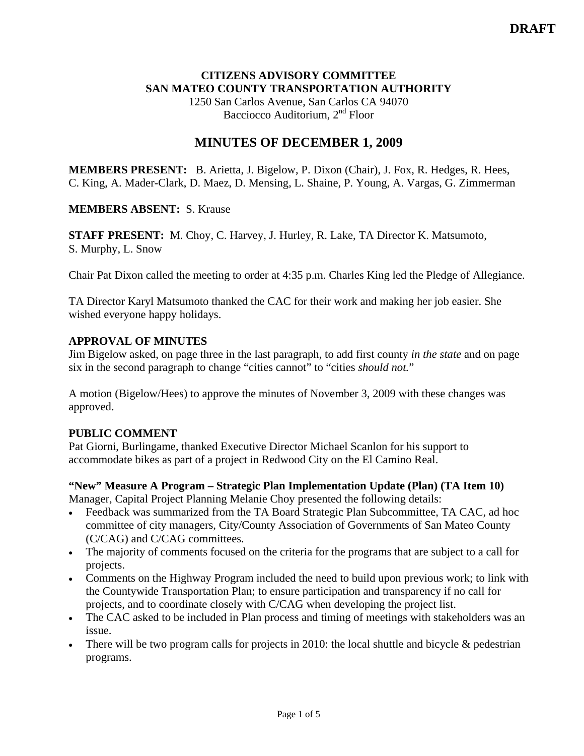**DRAFT**

**CITIZENS ADVISORY COMMITTEE**
**SAN MATEO COUNTY TRANSPORTATION AUTHORITY**
1250 San Carlos Avenue, San Carlos CA 94070
Bacciocco Auditorium, 2nd Floor

# MINUTES OF DECEMBER 1, 2009

**MEMBERS PRESENT:** B. Arietta, J. Bigelow, P. Dixon (Chair), J. Fox, R. Hedges, R. Hees, C. King, A. Mader-Clark, D. Maez, D. Mensing, L. Shaine, P. Young, A. Vargas, G. Zimmerman

**MEMBERS ABSENT:** S. Krause

**STAFF PRESENT:** M. Choy, C. Harvey, J. Hurley, R. Lake, TA Director K. Matsumoto, S. Murphy, L. Snow

Chair Pat Dixon called the meeting to order at 4:35 p.m. Charles King led the Pledge of Allegiance.

TA Director Karyl Matsumoto thanked the CAC for their work and making her job easier. She wished everyone happy holidays.

**APPROVAL OF MINUTES**
Jim Bigelow asked, on page three in the last paragraph, to add first county *in the state* and on page six in the second paragraph to change "cities cannot" to "cities *should not.*"

A motion (Bigelow/Hees) to approve the minutes of November 3, 2009 with these changes was approved.

**PUBLIC COMMENT**
Pat Giorni, Burlingame, thanked Executive Director Michael Scanlon for his support to accommodate bikes as part of a project in Redwood City on the El Camino Real.

**"New" Measure A Program – Strategic Plan Implementation Update (Plan) (TA Item 10)**
Manager, Capital Project Planning Melanie Choy presented the following details:

- Feedback was summarized from the TA Board Strategic Plan Subcommittee, TA CAC, ad hoc committee of city managers, City/County Association of Governments of San Mateo County (C/CAG) and C/CAG committees.
- The majority of comments focused on the criteria for the programs that are subject to a call for projects.
- Comments on the Highway Program included the need to build upon previous work; to link with the Countywide Transportation Plan; to ensure participation and transparency if no call for projects, and to coordinate closely with C/CAG when developing the project list.
- The CAC asked to be included in Plan process and timing of meetings with stakeholders was an issue.
- There will be two program calls for projects in 2010: the local shuttle and bicycle & pedestrian programs.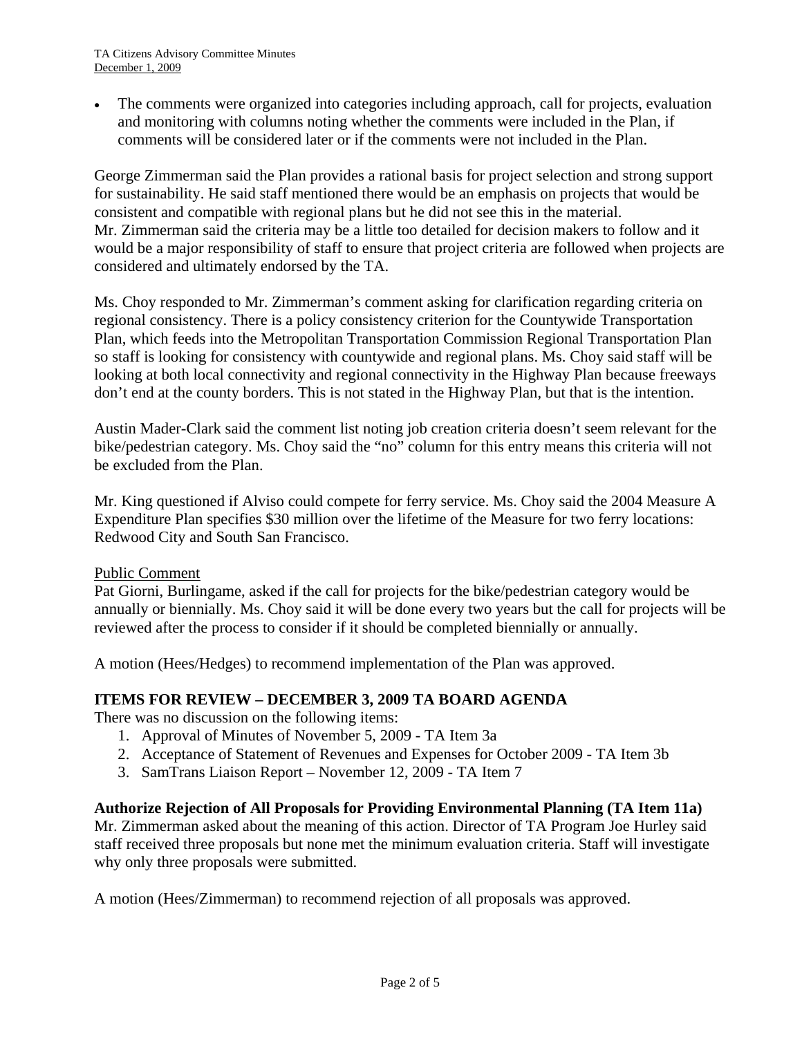- The comments were organized into categories including approach, call for projects, evaluation and monitoring with columns noting whether the comments were included in the Plan, if comments will be considered later or if the comments were not included in the Plan.

George Zimmerman said the Plan provides a rational basis for project selection and strong support for sustainability. He said staff mentioned there would be an emphasis on projects that would be consistent and compatible with regional plans but he did not see this in the material. Mr. Zimmerman said the criteria may be a little too detailed for decision makers to follow and it would be a major responsibility of staff to ensure that project criteria are followed when projects are considered and ultimately endorsed by the TA.

Ms. Choy responded to Mr. Zimmerman's comment asking for clarification regarding criteria on regional consistency. There is a policy consistency criterion for the Countywide Transportation Plan, which feeds into the Metropolitan Transportation Commission Regional Transportation Plan so staff is looking for consistency with countywide and regional plans. Ms. Choy said staff will be looking at both local connectivity and regional connectivity in the Highway Plan because freeways don't end at the county borders. This is not stated in the Highway Plan, but that is the intention.

Austin Mader-Clark said the comment list noting job creation criteria doesn't seem relevant for the bike/pedestrian category. Ms. Choy said the "no" column for this entry means this criteria will not be excluded from the Plan.

Mr. King questioned if Alviso could compete for ferry service. Ms. Choy said the 2004 Measure A Expenditure Plan specifies $30 million over the lifetime of the Measure for two ferry locations: Redwood City and South San Francisco.

Public Comment

Pat Giorni, Burlingame, asked if the call for projects for the bike/pedestrian category would be annually or biennially. Ms. Choy said it will be done every two years but the call for projects will be reviewed after the process to consider if it should be completed biennially or annually.

A motion (Hees/Hedges) to recommend implementation of the Plan was approved.

**ITEMS FOR REVIEW – DECEMBER 3, 2009 TA BOARD AGENDA**

There was no discussion on the following items:

1. Approval of Minutes of November 5, 2009 - TA Item 3a
2. Acceptance of Statement of Revenues and Expenses for October 2009 - TA Item 3b
3. SamTrans Liaison Report – November 12, 2009 - TA Item 7

**Authorize Rejection of All Proposals for Providing Environmental Planning (TA Item 11a)**

Mr. Zimmerman asked about the meaning of this action. Director of TA Program Joe Hurley said staff received three proposals but none met the minimum evaluation criteria. Staff will investigate why only three proposals were submitted.

A motion (Hees/Zimmerman) to recommend rejection of all proposals was approved.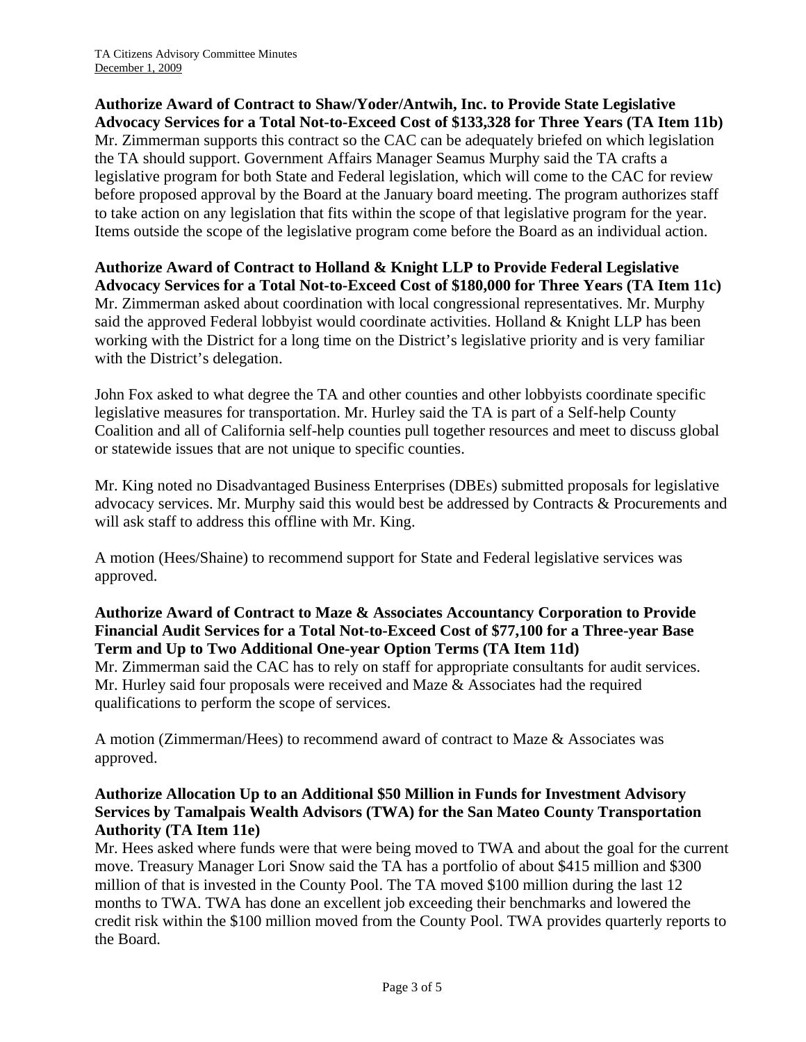**Authorize Award of Contract to Shaw/Yoder/Antwih, Inc. to Provide State Legislative Advocacy Services for a Total Not-to-Exceed Cost of $133,328 for Three Years (TA Item 11b)**

Mr. Zimmerman supports this contract so the CAC can be adequately briefed on which legislation the TA should support. Government Affairs Manager Seamus Murphy said the TA crafts a legislative program for both State and Federal legislation, which will come to the CAC for review before proposed approval by the Board at the January board meeting. The program authorizes staff to take action on any legislation that fits within the scope of that legislative program for the year. Items outside the scope of the legislative program come before the Board as an individual action.

**Authorize Award of Contract to Holland & Knight LLP to Provide Federal Legislative Advocacy Services for a Total Not-to-Exceed Cost of $180,000 for Three Years (TA Item 11c)**

Mr. Zimmerman asked about coordination with local congressional representatives. Mr. Murphy said the approved Federal lobbyist would coordinate activities. Holland & Knight LLP has been working with the District for a long time on the District's legislative priority and is very familiar with the District's delegation.

John Fox asked to what degree the TA and other counties and other lobbyists coordinate specific legislative measures for transportation. Mr. Hurley said the TA is part of a Self-help County Coalition and all of California self-help counties pull together resources and meet to discuss global or statewide issues that are not unique to specific counties.

Mr. King noted no Disadvantaged Business Enterprises (DBEs) submitted proposals for legislative advocacy services. Mr. Murphy said this would best be addressed by Contracts & Procurements and will ask staff to address this offline with Mr. King.

A motion (Hees/Shaine) to recommend support for State and Federal legislative services was approved.

**Authorize Award of Contract to Maze & Associates Accountancy Corporation to Provide Financial Audit Services for a Total Not-to-Exceed Cost of $77,100 for a Three-year Base Term and Up to Two Additional One-year Option Terms (TA Item 11d)**

Mr. Zimmerman said the CAC has to rely on staff for appropriate consultants for audit services. Mr. Hurley said four proposals were received and Maze & Associates had the required qualifications to perform the scope of services.

A motion (Zimmerman/Hees) to recommend award of contract to Maze & Associates was approved.

**Authorize Allocation Up to an Additional $50 Million in Funds for Investment Advisory Services by Tamalpais Wealth Advisors (TWA) for the San Mateo County Transportation Authority (TA Item 11e)**

Mr. Hees asked where funds were that were being moved to TWA and about the goal for the current move. Treasury Manager Lori Snow said the TA has a portfolio of about $415 million and $300 million of that is invested in the County Pool. The TA moved $100 million during the last 12 months to TWA. TWA has done an excellent job exceeding their benchmarks and lowered the credit risk within the $100 million moved from the County Pool. TWA provides quarterly reports to the Board.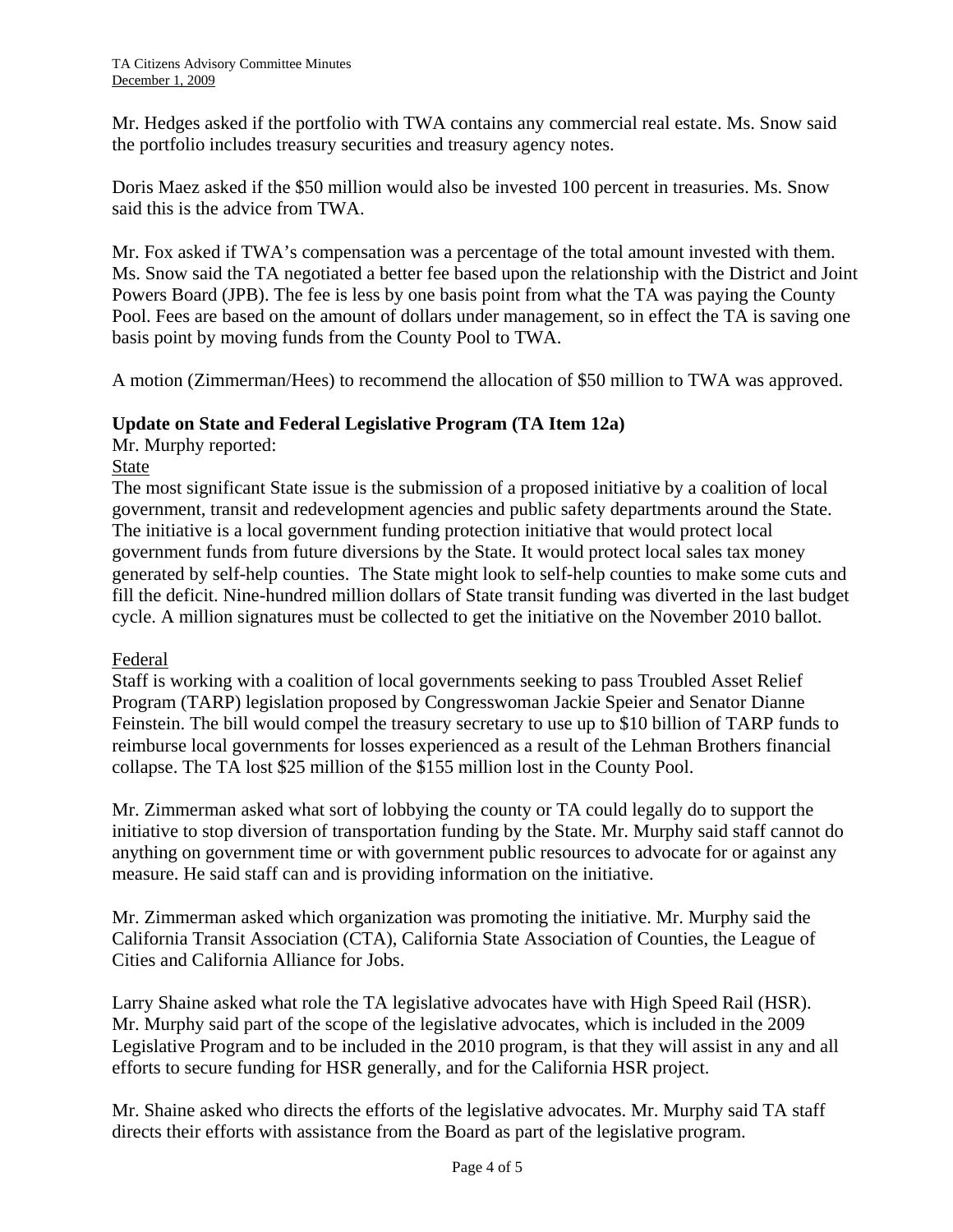Mr. Hedges asked if the portfolio with TWA contains any commercial real estate. Ms. Snow said the portfolio includes treasury securities and treasury agency notes.

Doris Maez asked if the $50 million would also be invested 100 percent in treasuries. Ms. Snow said this is the advice from TWA.

Mr. Fox asked if TWA's compensation was a percentage of the total amount invested with them. Ms. Snow said the TA negotiated a better fee based upon the relationship with the District and Joint Powers Board (JPB). The fee is less by one basis point from what the TA was paying the County Pool. Fees are based on the amount of dollars under management, so in effect the TA is saving one basis point by moving funds from the County Pool to TWA.

A motion (Zimmerman/Hees) to recommend the allocation of $50 million to TWA was approved.

**Update on State and Federal Legislative Program (TA Item 12a)**

Mr. Murphy reported:

State

The most significant State issue is the submission of a proposed initiative by a coalition of local government, transit and redevelopment agencies and public safety departments around the State. The initiative is a local government funding protection initiative that would protect local government funds from future diversions by the State. It would protect local sales tax money generated by self-help counties. The State might look to self-help counties to make some cuts and fill the deficit. Nine-hundred million dollars of State transit funding was diverted in the last budget cycle. A million signatures must be collected to get the initiative on the November 2010 ballot.

Federal

Staff is working with a coalition of local governments seeking to pass Troubled Asset Relief Program (TARP) legislation proposed by Congresswoman Jackie Speier and Senator Dianne Feinstein. The bill would compel the treasury secretary to use up to $10 billion of TARP funds to reimburse local governments for losses experienced as a result of the Lehman Brothers financial collapse. The TA lost $25 million of the $155 million lost in the County Pool.

Mr. Zimmerman asked what sort of lobbying the county or TA could legally do to support the initiative to stop diversion of transportation funding by the State. Mr. Murphy said staff cannot do anything on government time or with government public resources to advocate for or against any measure. He said staff can and is providing information on the initiative.

Mr. Zimmerman asked which organization was promoting the initiative. Mr. Murphy said the California Transit Association (CTA), California State Association of Counties, the League of Cities and California Alliance for Jobs.

Larry Shaine asked what role the TA legislative advocates have with High Speed Rail (HSR). Mr. Murphy said part of the scope of the legislative advocates, which is included in the 2009 Legislative Program and to be included in the 2010 program, is that they will assist in any and all efforts to secure funding for HSR generally, and for the California HSR project.

Mr. Shaine asked who directs the efforts of the legislative advocates. Mr. Murphy said TA staff directs their efforts with assistance from the Board as part of the legislative program.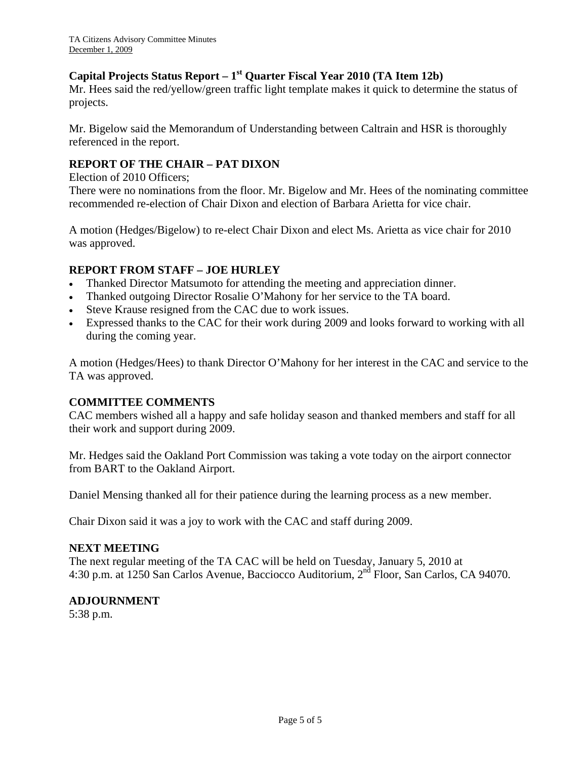## Capital Projects Status Report – 1st Quarter Fiscal Year 2010 (TA Item 12b)

Mr. Hees said the red/yellow/green traffic light template makes it quick to determine the status of projects.

Mr. Bigelow said the Memorandum of Understanding between Caltrain and HSR is thoroughly referenced in the report.

## REPORT OF THE CHAIR – PAT DIXON

Election of 2010 Officers;

There were no nominations from the floor. Mr. Bigelow and Mr. Hees of the nominating committee recommended re-election of Chair Dixon and election of Barbara Arietta for vice chair.

A motion (Hedges/Bigelow) to re-elect Chair Dixon and elect Ms. Arietta as vice chair for 2010 was approved.

## REPORT FROM STAFF – JOE HURLEY

- Thanked Director Matsumoto for attending the meeting and appreciation dinner.
- Thanked outgoing Director Rosalie O'Mahony for her service to the TA board.
- Steve Krause resigned from the CAC due to work issues.
- Expressed thanks to the CAC for their work during 2009 and looks forward to working with all during the coming year.

A motion (Hedges/Hees) to thank Director O'Mahony for her interest in the CAC and service to the TA was approved.

## COMMITTEE COMMENTS

CAC members wished all a happy and safe holiday season and thanked members and staff for all their work and support during 2009.

Mr. Hedges said the Oakland Port Commission was taking a vote today on the airport connector from BART to the Oakland Airport.

Daniel Mensing thanked all for their patience during the learning process as a new member.

Chair Dixon said it was a joy to work with the CAC and staff during 2009.

## NEXT MEETING

The next regular meeting of the TA CAC will be held on Tuesday, January 5, 2010 at 4:30 p.m. at 1250 San Carlos Avenue, Bacciocco Auditorium, 2nd Floor, San Carlos, CA 94070.

## ADJOURNMENT

5:38 p.m.